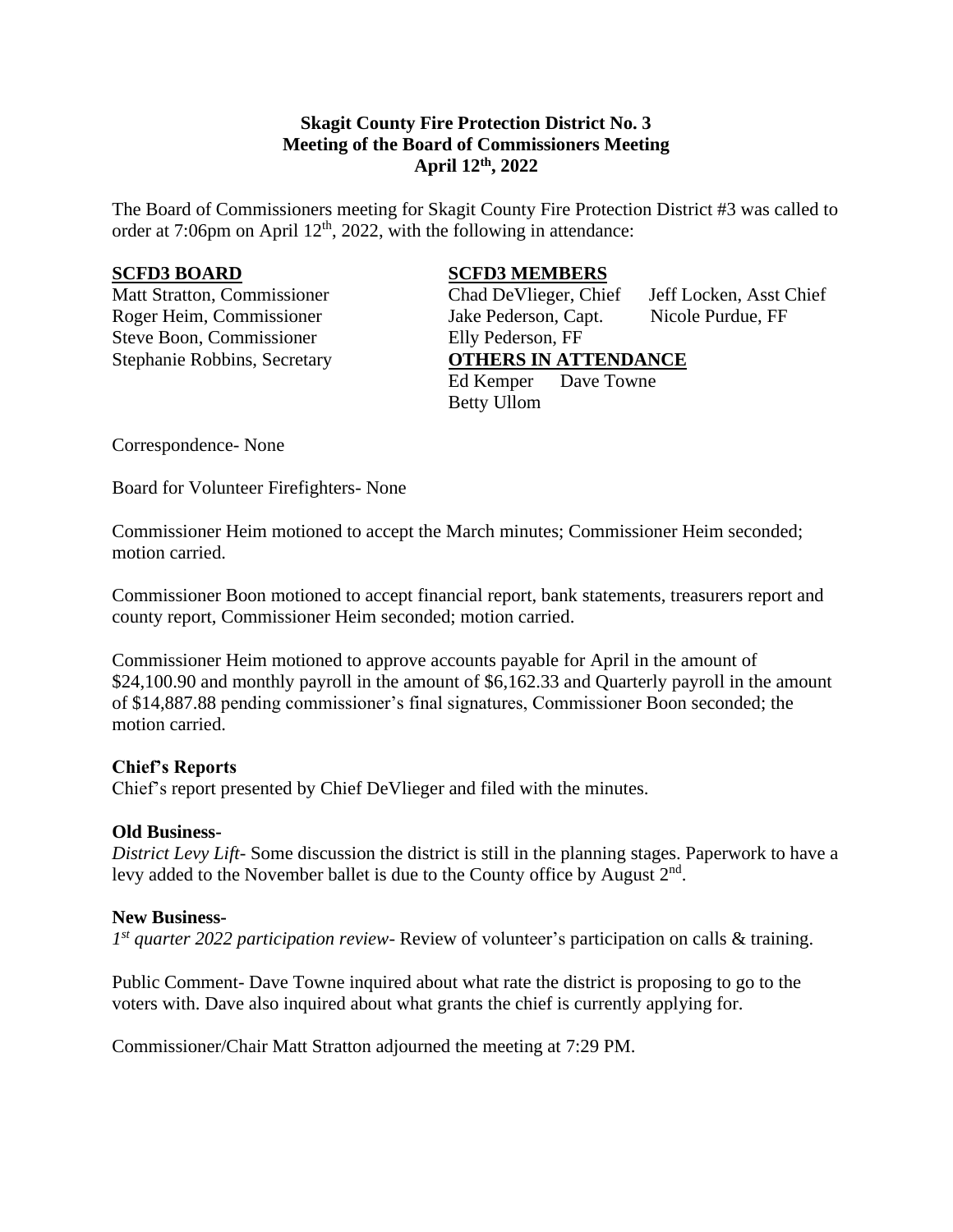**Skagit County Fire Protection District No. 3**
**Meeting of the Board of Commissioners Meeting**
**April 12th, 2022**

The Board of Commissioners meeting for Skagit County Fire Protection District #3 was called to order at 7:06pm on April 12th, 2022, with the following in attendance:

**SCFD3 BOARD**

Matt Stratton, Commissioner
Roger Heim, Commissioner
Steve Boon, Commissioner
Stephanie Robbins, Secretary

**SCFD3 MEMBERS**

Chad DeVlieger, Chief
Jeff Locken, Asst Chief
Jake Pederson, Capt.
Nicole Purdue, FF
Elly Pederson, FF

**OTHERS IN ATTENDANCE**

Ed Kemper
Dave Towne
Betty Ullom

Correspondence- None

Board for Volunteer Firefighters- None

Commissioner Heim motioned to accept the March minutes; Commissioner Heim seconded; motion carried.

Commissioner Boon motioned to accept financial report, bank statements, treasurers report and county report, Commissioner Heim seconded; motion carried.

Commissioner Heim motioned to approve accounts payable for April in the amount of $24,100.90 and monthly payroll in the amount of $6,162.33 and Quarterly payroll in the amount of $14,887.88 pending commissioner's final signatures, Commissioner Boon seconded; the motion carried.

**Chief's Reports**

Chief's report presented by Chief DeVlieger and filed with the minutes.

**Old Business-**

*District Levy Lift-* Some discussion the district is still in the planning stages. Paperwork to have a levy added to the November ballet is due to the County office by August 2nd.

**New Business-**

*1st quarter 2022 participation review-* Review of volunteer's participation on calls & training.

Public Comment- Dave Towne inquired about what rate the district is proposing to go to the voters with. Dave also inquired about what grants the chief is currently applying for.

Commissioner/Chair Matt Stratton adjourned the meeting at 7:29 PM.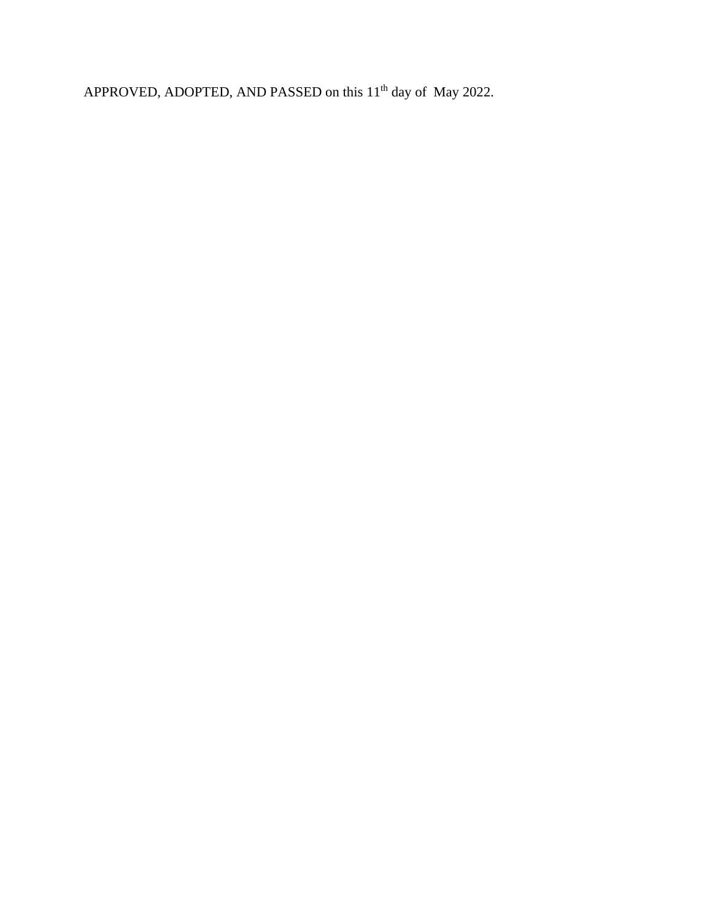APPROVED, ADOPTED, AND PASSED on this 11th day of May 2022.